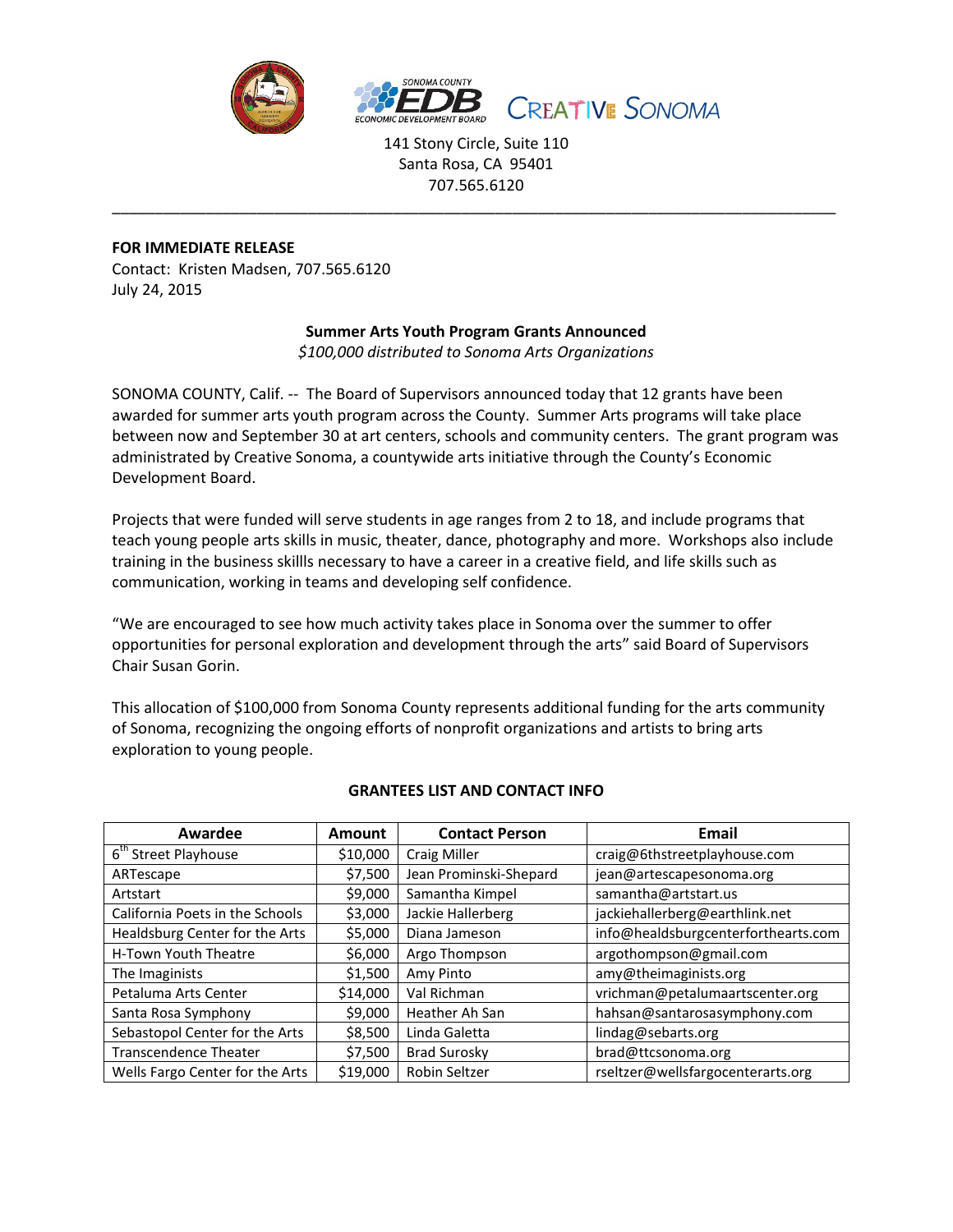141 Stony Circle, Suite 110
Santa Rosa, CA 95401
707.565.6120

---

**FOR IMMEDIATE RELEASE**
Contact: Kristen Madsen, 707.565.6120
July 24, 2015

**Summer Arts Youth Program Grants Announced**
*$100,000 distributed to Sonoma Arts Organizations*

SONOMA COUNTY, Calif. -- The Board of Supervisors announced today that 12 grants have been awarded for summer arts youth program across the County. Summer Arts programs will take place between now and September 30 at art centers, schools and community centers. The grant program was administrated by Creative Sonoma, a countywide arts initiative through the County's Economic Development Board.

Projects that were funded will serve students in age ranges from 2 to 18, and include programs that teach young people arts skills in music, theater, dance, photography and more. Workshops also include training in the business skillls necessary to have a career in a creative field, and life skills such as communication, working in teams and developing self confidence.

"We are encouraged to see how much activity takes place in Sonoma over the summer to offer opportunities for personal exploration and development through the arts" said Board of Supervisors Chair Susan Gorin.

This allocation of $100,000 from Sonoma County represents additional funding for the arts community of Sonoma, recognizing the ongoing efforts of nonprofit organizations and artists to bring arts exploration to young people.

**GRANTEES LIST AND CONTACT INFO**

| Awardee | Amount | Contact Person | Email |
|---|---|---|---|
| 6th Street Playhouse | $10,000 | Craig Miller | craig@6thstreetplayhouse.com |
| ARTescape | $7,500 | Jean Prominski-Shepard | jean@artescapesonoma.org |
| Artstart | $9,000 | Samantha Kimpel | samantha@artstart.us |
| California Poets in the Schools | $3,000 | Jackie Hallerberg | jackiehallerberg@earthlink.net |
| Healdsburg Center for the Arts | $5,000 | Diana Jameson | info@healdsburgcenterforthearts.com |
| H-Town Youth Theatre | $6,000 | Argo Thompson | argothompson@gmail.com |
| The Imaginists | $1,500 | Amy Pinto | amy@theimaginists.org |
| Petaluma Arts Center | $14,000 | Val Richman | vrichman@petalumaartscenter.org |
| Santa Rosa Symphony | $9,000 | Heather Ah San | hahsan@santarosasymphony.com |
| Sebastopol Center for the Arts | $8,500 | Linda Galetta | lindag@sebarts.org |
| Transcendence Theater | $7,500 | Brad Surosky | brad@ttcsonoma.org |
| Wells Fargo Center for the Arts | $19,000 | Robin Seltzer | rseltzer@wellsfargocenterarts.org |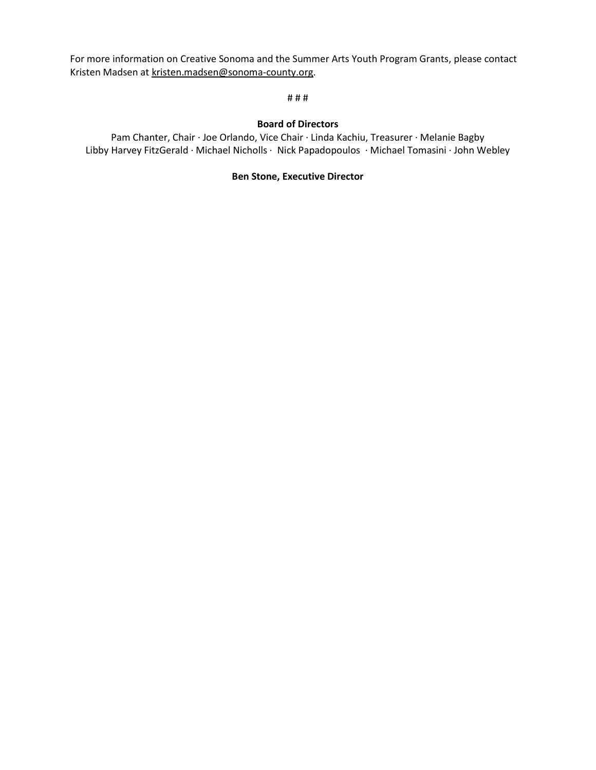For more information on Creative Sonoma and the Summer Arts Youth Program Grants, please contact Kristen Madsen at kristen.madsen@sonoma-county.org.

# # #

**Board of Directors**

Pam Chanter, Chair · Joe Orlando, Vice Chair · Linda Kachiu, Treasurer · Melanie Bagby
Libby Harvey FitzGerald · Michael Nicholls · Nick Papadopoulos · Michael Tomasini · John Webley

**Ben Stone, Executive Director**